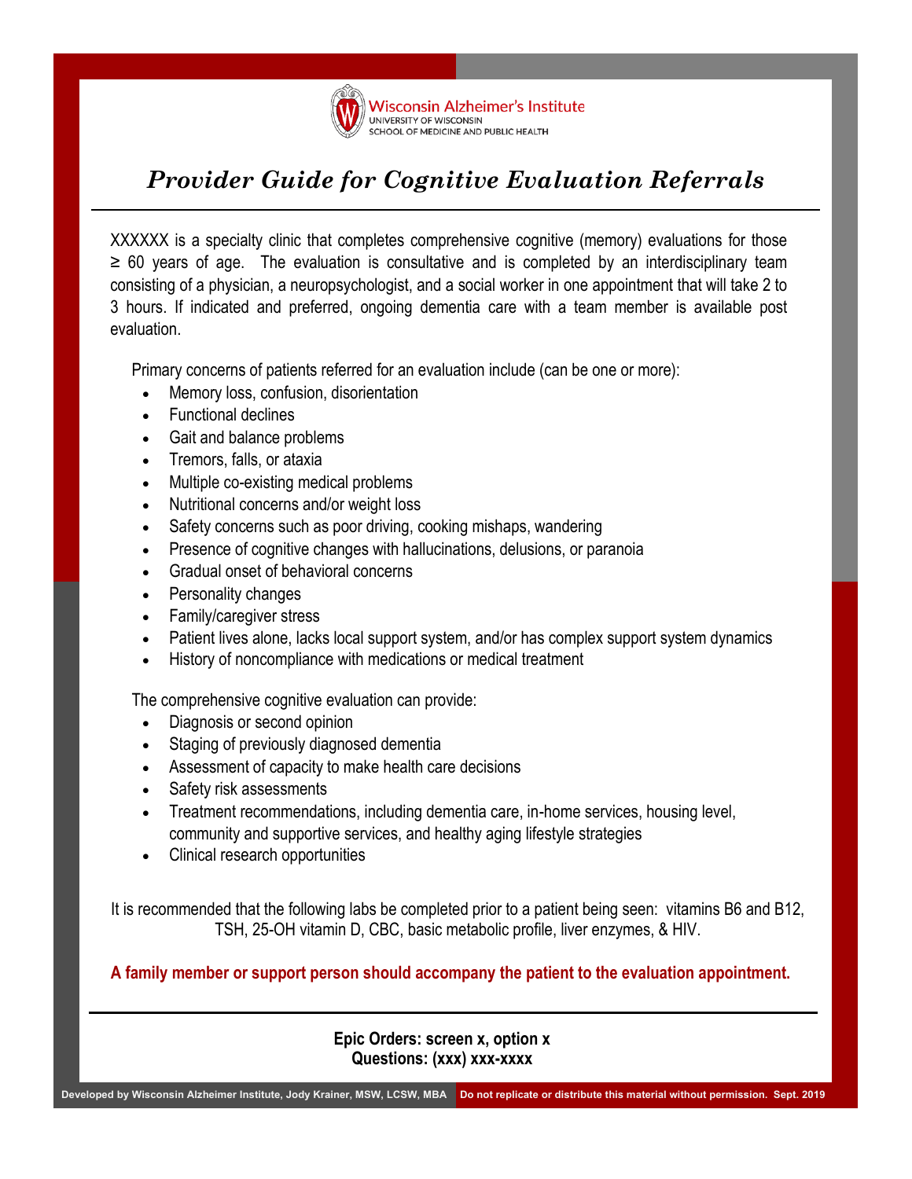Wisconsin Alzheimer's Institute
UNIVERSITY OF WISCONSIN
SCHOOL OF MEDICINE AND PUBLIC HEALTH

# *Provider Guide for Cognitive Evaluation Referrals*

XXXXXX is a specialty clinic that completes comprehensive cognitive (memory) evaluations for those ≥ 60 years of age. The evaluation is consultative and is completed by an interdisciplinary team consisting of a physician, a neuropsychologist, and a social worker in one appointment that will take 2 to 3 hours. If indicated and preferred, ongoing dementia care with a team member is available post evaluation.

Primary concerns of patients referred for an evaluation include (can be one or more):

- Memory loss, confusion, disorientation
- Functional declines
- Gait and balance problems
- Tremors, falls, or ataxia
- Multiple co-existing medical problems
- Nutritional concerns and/or weight loss
- Safety concerns such as poor driving, cooking mishaps, wandering
- Presence of cognitive changes with hallucinations, delusions, or paranoia
- Gradual onset of behavioral concerns
- Personality changes
- Family/caregiver stress
- Patient lives alone, lacks local support system, and/or has complex support system dynamics
- History of noncompliance with medications or medical treatment

The comprehensive cognitive evaluation can provide:

- Diagnosis or second opinion
- Staging of previously diagnosed dementia
- Assessment of capacity to make health care decisions
- Safety risk assessments
- Treatment recommendations, including dementia care, in-home services, housing level, community and supportive services, and healthy aging lifestyle strategies
- Clinical research opportunities

It is recommended that the following labs be completed prior to a patient being seen: vitamins B6 and B12, TSH, 25-OH vitamin D, CBC, basic metabolic profile, liver enzymes, & HIV.

**A family member or support person should accompany the patient to the evaluation appointment.**

---

**Epic Orders: screen x, option x**
**Questions: (xxx) xxx-xxxx**

Developed by Wisconsin Alzheimer Institute, Jody Krainer, MSW, LCSW, MBA  Do not replicate or distribute this material without permission. Sept. 2019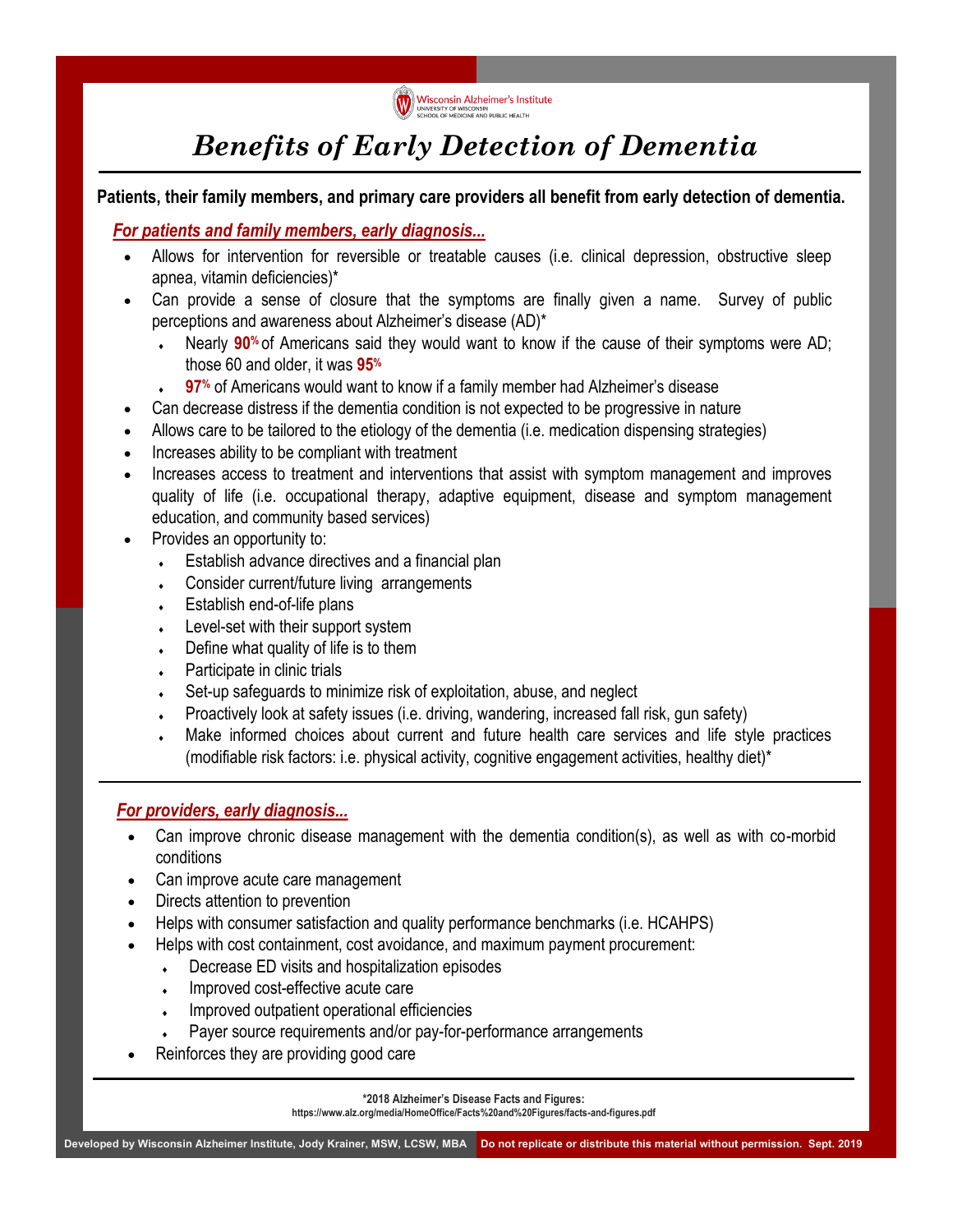Wisconsin Alzheimer's Institute
UNIVERSITY OF WISCONSIN
SCHOOL OF MEDICINE AND PUBLIC HEALTH

# *Benefits of Early Detection of Dementia*

**Patients, their family members, and primary care providers all benefit from early detection of dementia.**

## *For patients and family members, early diagnosis...*

- Allows for intervention for reversible or treatable causes (i.e. clinical depression, obstructive sleep apnea, vitamin deficiencies)*
- Can provide a sense of closure that the symptoms are finally given a name. Survey of public perceptions and awareness about Alzheimer's disease (AD)*
  - Nearly **90%** of Americans said they would want to know if the cause of their symptoms were AD; those 60 and older, it was **95%**
  - **97%** of Americans would want to know if a family member had Alzheimer's disease
- Can decrease distress if the dementia condition is not expected to be progressive in nature
- Allows care to be tailored to the etiology of the dementia (i.e. medication dispensing strategies)
- Increases ability to be compliant with treatment
- Increases access to treatment and interventions that assist with symptom management and improves quality of life (i.e. occupational therapy, adaptive equipment, disease and symptom management education, and community based services)
- Provides an opportunity to:
  - Establish advance directives and a financial plan
  - Consider current/future living arrangements
  - Establish end-of-life plans
  - Level-set with their support system
  - Define what quality of life is to them
  - Participate in clinic trials
  - Set-up safeguards to minimize risk of exploitation, abuse, and neglect
  - Proactively look at safety issues (i.e. driving, wandering, increased fall risk, gun safety)
  - Make informed choices about current and future health care services and life style practices (modifiable risk factors: i.e. physical activity, cognitive engagement activities, healthy diet)*

## *For providers, early diagnosis...*

- Can improve chronic disease management with the dementia condition(s), as well as with co-morbid conditions
- Can improve acute care management
- Directs attention to prevention
- Helps with consumer satisfaction and quality performance benchmarks (i.e. HCAHPS)
- Helps with cost containment, cost avoidance, and maximum payment procurement:
  - Decrease ED visits and hospitalization episodes
  - Improved cost-effective acute care
  - Improved outpatient operational efficiencies
  - Payer source requirements and/or pay-for-performance arrangements
- Reinforces they are providing good care

**\*2018 Alzheimer's Disease Facts and Figures:**
**https://www.alz.org/media/HomeOffice/Facts%20and%20Figures/facts-and-figures.pdf**

**Developed by Wisconsin Alzheimer Institute, Jody Krainer, MSW, LCSW, MBA** **Do not replicate or distribute this material without permission. Sept. 2019**